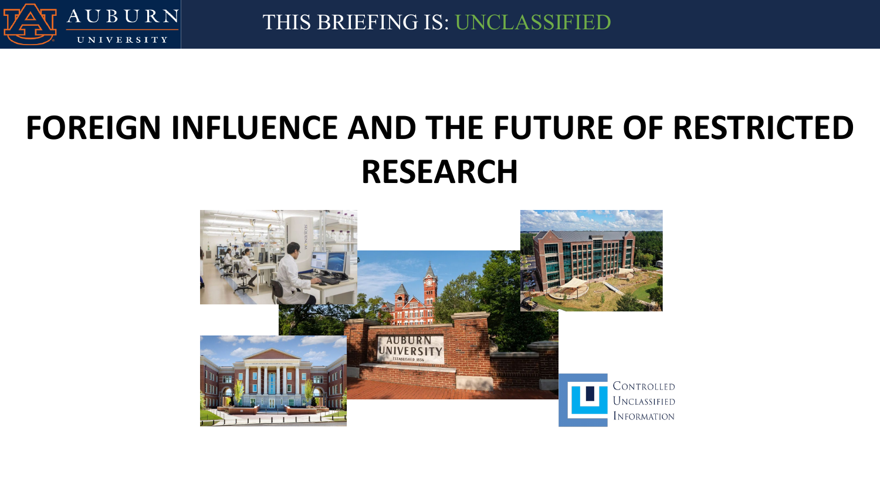THIS BRIEFING IS: UNCLASSIFIED

# FOREIGN INFLUENCE AND THE FUTURE OF RESTRICTED RESEARCH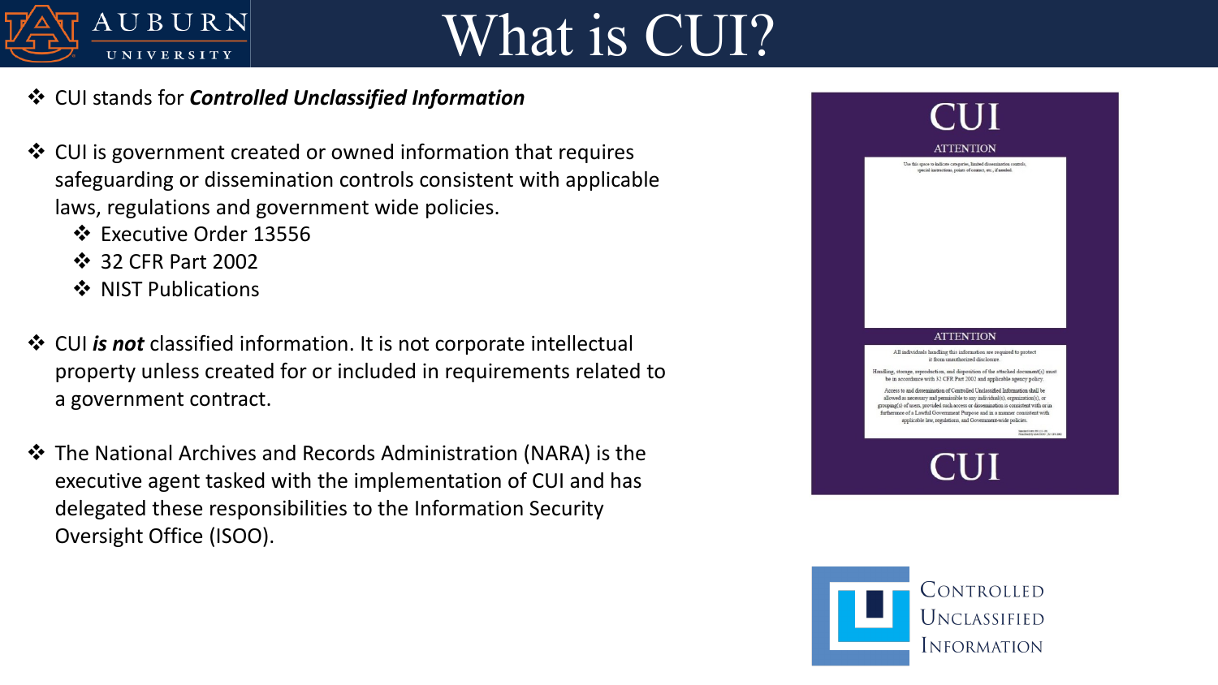# What is CUI?

- CUI stands for ***Controlled Unclassified Information***
- CUI is government created or owned information that requires safeguarding or dissemination controls consistent with applicable laws, regulations and government wide policies.
  - Executive Order 13556
  - 32 CFR Part 2002
  - NIST Publications
- CUI ***is not*** classified information. It is not corporate intellectual property unless created for or included in requirements related to a government contract.
- The National Archives and Records Administration (NARA) is the executive agent tasked with the implementation of CUI and has delegated these responsibilities to the Information Security Oversight Office (ISOO).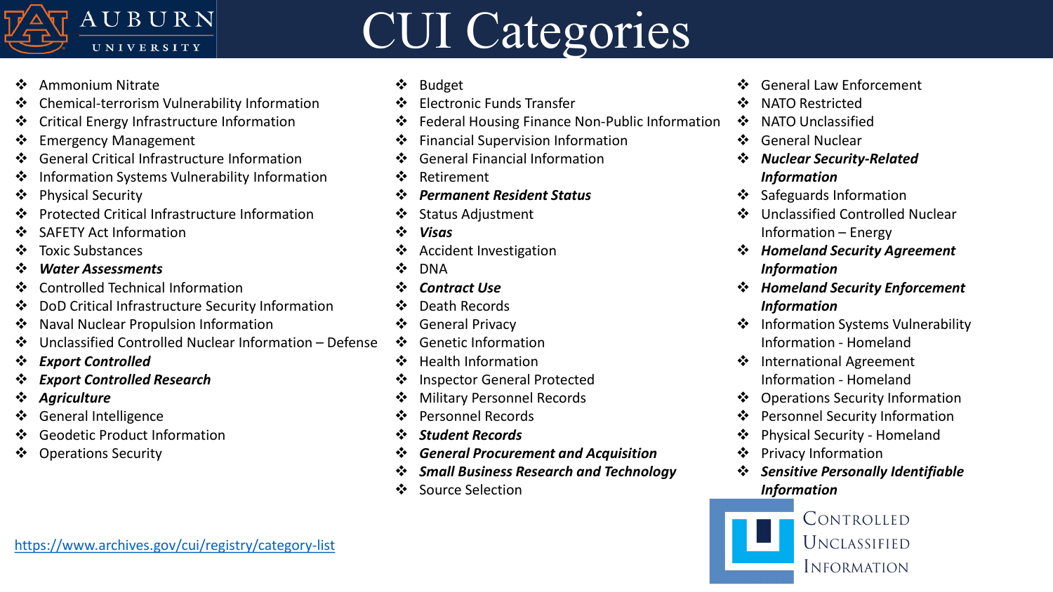# CUI Categories

- Ammonium Nitrate
- Chemical-terrorism Vulnerability Information
- Critical Energy Infrastructure Information
- Emergency Management
- General Critical Infrastructure Information
- Information Systems Vulnerability Information
- Physical Security
- Protected Critical Infrastructure Information
- SAFETY Act Information
- Toxic Substances
- ***Water Assessments***
- Controlled Technical Information
- DoD Critical Infrastructure Security Information
- Naval Nuclear Propulsion Information
- Unclassified Controlled Nuclear Information – Defense
- ***Export Controlled***
- ***Export Controlled Research***
- ***Agriculture***
- General Intelligence
- Geodetic Product Information
- Operations Security
- Budget
- Electronic Funds Transfer
- Federal Housing Finance Non-Public Information
- Financial Supervision Information
- General Financial Information
- Retirement
- ***Permanent Resident Status***
- Status Adjustment
- ***Visas***
- Accident Investigation
- DNA
- ***Contract Use***
- Death Records
- General Privacy
- Genetic Information
- Health Information
- Inspector General Protected
- Military Personnel Records
- Personnel Records
- ***Student Records***
- ***General Procurement and Acquisition***
- ***Small Business Research and Technology***
- Source Selection
- General Law Enforcement
- NATO Restricted
- NATO Unclassified
- General Nuclear
- ***Nuclear Security-Related Information***
- Safeguards Information
- Unclassified Controlled Nuclear Information – Energy
- ***Homeland Security Agreement Information***
- ***Homeland Security Enforcement Information***
- Information Systems Vulnerability Information - Homeland
- International Agreement Information - Homeland
- Operations Security Information
- Personnel Security Information
- Physical Security - Homeland
- Privacy Information
- ***Sensitive Personally Identifiable Information***

https://www.archives.gov/cui/registry/category-list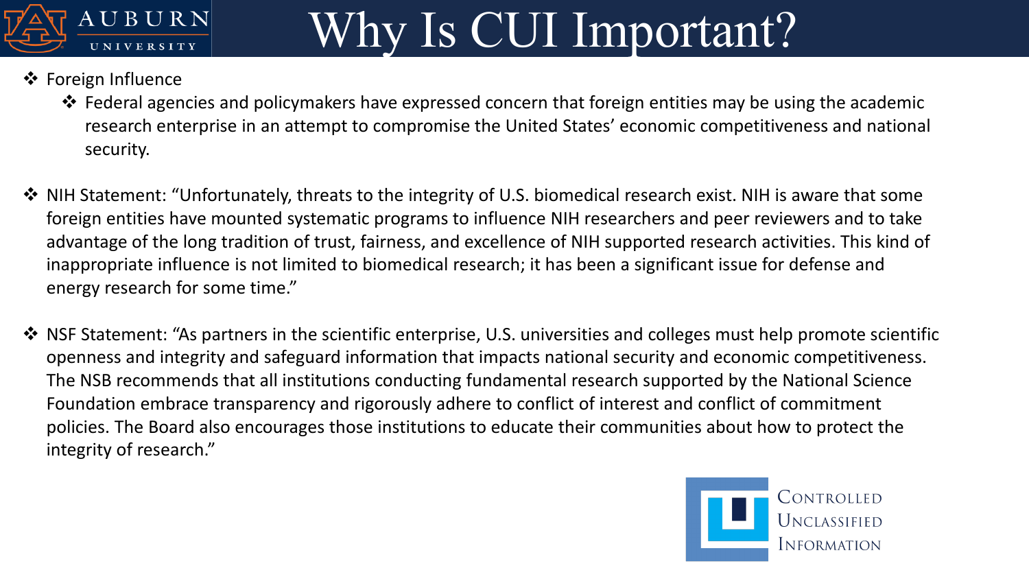# Why Is CUI Important?

- Foreign Influence
  - Federal agencies and policymakers have expressed concern that foreign entities may be using the academic research enterprise in an attempt to compromise the United States' economic competitiveness and national security.

- NIH Statement: "Unfortunately, threats to the integrity of U.S. biomedical research exist. NIH is aware that some foreign entities have mounted systematic programs to influence NIH researchers and peer reviewers and to take advantage of the long tradition of trust, fairness, and excellence of NIH supported research activities. This kind of inappropriate influence is not limited to biomedical research; it has been a significant issue for defense and energy research for some time."

- NSF Statement: "As partners in the scientific enterprise, U.S. universities and colleges must help promote scientific openness and integrity and safeguard information that impacts national security and economic competitiveness. The NSB recommends that all institutions conducting fundamental research supported by the National Science Foundation embrace transparency and rigorously adhere to conflict of interest and conflict of commitment policies. The Board also encourages those institutions to educate their communities about how to protect the integrity of research."

Controlled Unclassified Information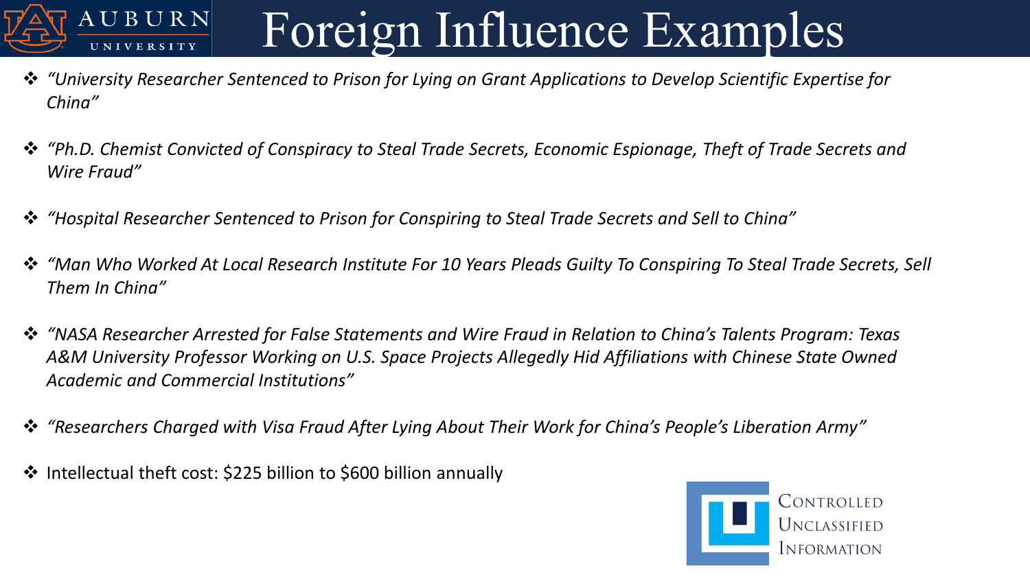# Foreign Influence Examples

- *"University Researcher Sentenced to Prison for Lying on Grant Applications to Develop Scientific Expertise for China"*
- *"Ph.D. Chemist Convicted of Conspiracy to Steal Trade Secrets, Economic Espionage, Theft of Trade Secrets and Wire Fraud"*
- *"Hospital Researcher Sentenced to Prison for Conspiring to Steal Trade Secrets and Sell to China"*
- *"Man Who Worked At Local Research Institute For 10 Years Pleads Guilty To Conspiring To Steal Trade Secrets, Sell Them In China"*
- *"NASA Researcher Arrested for False Statements and Wire Fraud in Relation to China's Talents Program: Texas A&M University Professor Working on U.S. Space Projects Allegedly Hid Affiliations with Chinese State Owned Academic and Commercial Institutions"*
- *"Researchers Charged with Visa Fraud After Lying About Their Work for China's People's Liberation Army"*
- Intellectual theft cost: $225 billion to $600 billion annually

Controlled Unclassified Information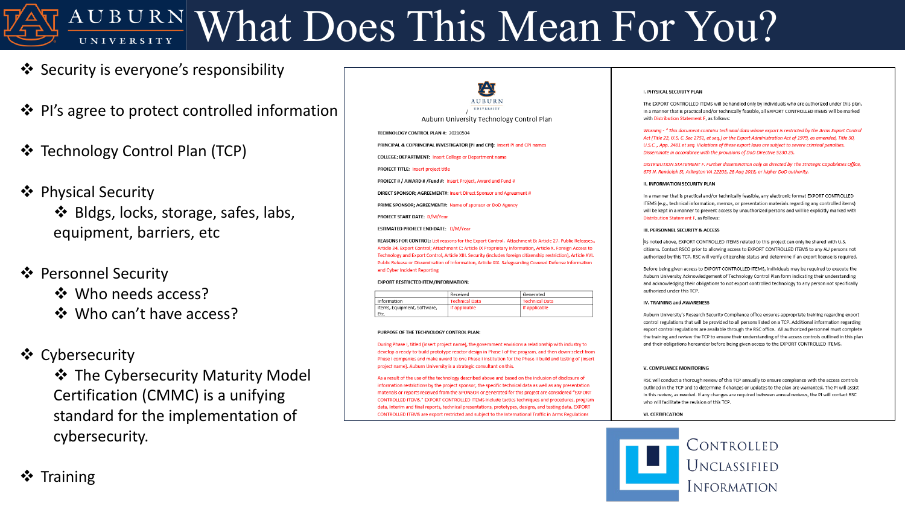# What Does This Mean For You?

- Security is everyone's responsibility
- PI's agree to protect controlled information
- Technology Control Plan (TCP)
- Physical Security
  - Bldgs, locks, storage, safes, labs, equipment, barriers, etc
- Personnel Security
  - Who needs access?
  - Who can't have access?
- Cybersecurity
  - The Cybersecurity Maturity Model Certification (CMMC) is a unifying standard for the implementation of cybersecurity.
- Training

Auburn University Technology Control Plan

TECHNOLOGY CONTROL PLAN #: 20210504

PRINCIPAL & COPRINCIPAL INVESTIGATOR (PI and CPI): Insert PI and CPI names

COLLEGE; DEPARTMENT: Insert College or Department name

PROJECT TITLE: Insert project title

PROJECT # / AWARD # /Fund #: Insert Project, Award and Fund #

DIRECT SPONSOR; AGREEMENT#: Insert Direct Sponsor and Agreement #

PRIME SPONSOR; AGREEMENT#: Name of sponsor or DoD Agency

PROJECT START DATE: D/M/Year

ESTIMATED PROJECT END DATE: D/M/Year

REASONS FOR CONTROL: List reasons for the Export Control. Attachment B: Article 27. Public Releases., Article 34. Export Control; Attachment C: Article IX Proprietary Information, Article X. Foreign Access to Technology and Export Control, Article XIII. Security (includes foreign citizenship restriction), Article XVI. Public Release or Dissemination of Information, Article XIX. Safeguarding Covered Defense Information and Cyber Incident Reporting

EXPORT RESTRICTED ITEM/INFORMATION:

| | Received | Generated |
|---|---|---|
| Information | Technical Data | Technical Data |
| Items, Equipment, Software, Etc. | If applicable | If applicable |

PURPOSE OF THE TECHNOLOGY CONTROL PLAN:

During Phase I, titled (insert project name), the government envisions a relationship with industry to develop a ready-to-build prototype reactor design in Phase I of the program, and then down-select from Phase I companies and make award to one Phase I institution for the Phase II build and testing of (insert project name). Auburn University is a strategic consultant on this.

As a result of the use of the technology described above and based on the inclusion of disclosure of information restrictions by the project sponsor, the specific technical data as well as any presentation materials or reports received from the SPONSOR or generated for this project are considered "EXPORT CONTROLLED ITEMS." EXPORT CONTROLLED ITEMS include tactics techniques and procedures, program data, interim and final reports, technical presentations, prototypes, designs, and testing data. EXPORT CONTROLLED ITEMS are export restricted and subject to the International Traffic in Arms Regulations

I. PHYSICAL SECURITY PLAN

The EXPORT CONTROLLED ITEMS will be handled only by individuals who are authorized under this plan. In a manner that is practical and/or technically feasible, all EXPORT CONTROLLED ITEMS will be marked with Distribution Statement F, as follows:

*Warning - "This document contains technical data whose export is restricted by the Arms Export Control Act (Title 22, U.S. C. Sec 2751, et seq.) or the Export Administration Act of 1979, as amended, Title 50, U.S.C., App. 2401 et seq. Violations of these export laws are subject to severe criminal penalties. Disseminate in accordance with the provisions of DoD Directive 5230.25.*

*DISTRIBUTION STATEMENT F. Further dissemination only as directed by The Strategic Capabilities Office, 675 N. Randolph St, Arlington VA 22203, 28 Aug 2018, or higher DoD authority.*

II. INFORMATION SECURITY PLAN

In a manner that is practical and/or technically feasible, any electronic format EXPORT CONTROLLED ITEMS (e.g., technical information, memos, or presentation materials regarding any controlled items) will be kept in a manner to prevent access by unauthorized persons and will be explicitly marked with Distribution Statement F, as follows:

III. PERSONNEL SECURITY & ACCESS

As noted above, EXPORT CONTROLLED ITEMS related to this project can only be shared with U.S. citizens. Contact RSCO prior to allowing access to EXPORT CONTROLLED ITEMS to any AU persons not authorized by this TCP. RSC will verify citizenship status and determine if an export license is required.

Before being given access to EXPORT CONTROLLED ITEMS, individuals may be required to execute the Auburn University Acknowledgement of Technology Control Plan form indicating their understanding and acknowledging their obligations to not export controlled technology to any person not specifically authorized under this TCP.

IV. TRAINING and AWARENESS

Auburn University's Research Security Compliance office ensures appropriate training regarding export control regulations that will be provided to all persons listed on a TCP. Additional information regarding export control regulations are available through the RSC office. All authorized personnel must complete the training and review the TCP to ensure their understanding of the access controls outlined in this plan and their obligations hereunder before being given access to the EXPORT CONTROLLED ITEMS.

V. COMPLIANCE MONITORING

RSC will conduct a thorough review of this TCP annually to ensure compliance with the access controls outlined in the TCP and to determine if changes or updates to the plan are warranted. The PI will assist in this review, as needed. If any changes are required between annual reviews, the PI will contact RSC who will facilitate the revision of this TCP.

VI. CERTIFICATION

CONTROLLED UNCLASSIFIED INFORMATION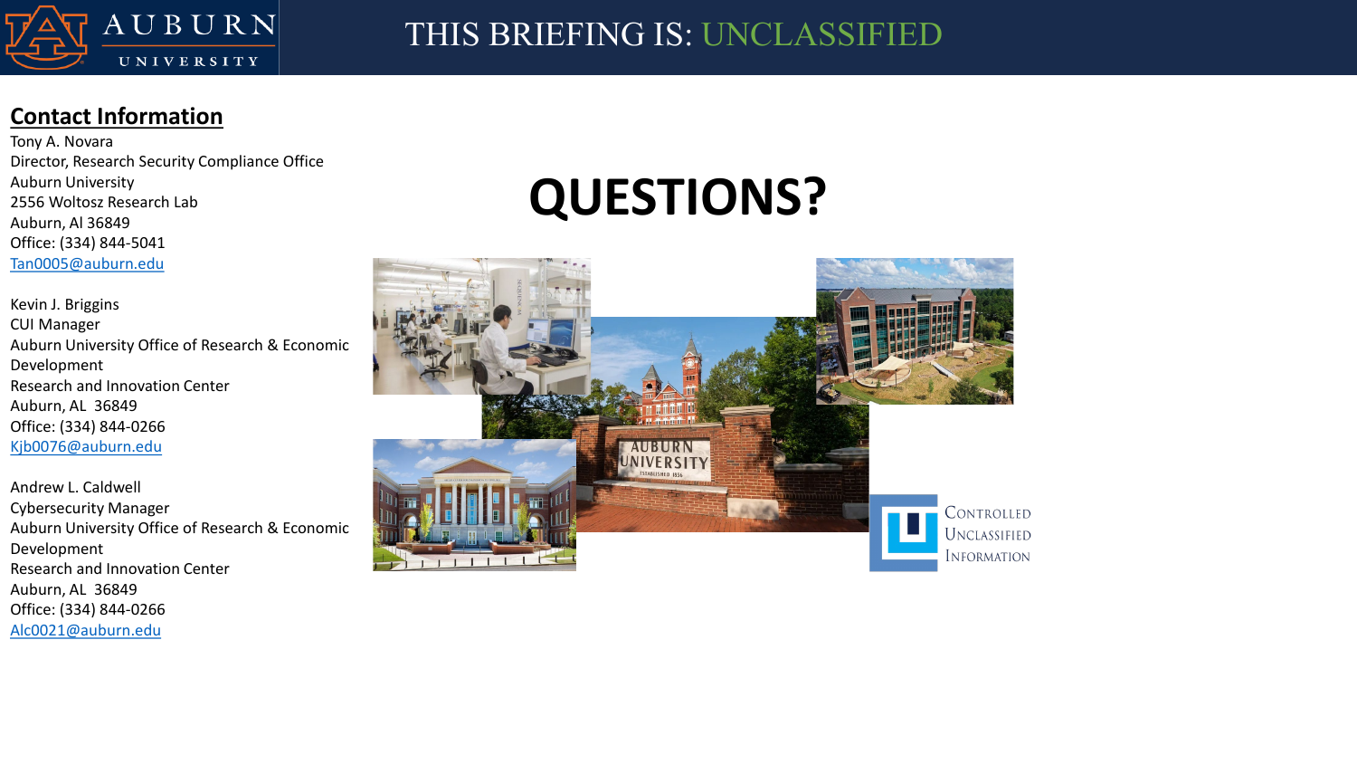THIS BRIEFING IS: UNCLASSIFIED

## Contact Information

Tony A. Novara
Director, Research Security Compliance Office
Auburn University
2556 Woltosz Research Lab
Auburn, Al 36849
Office: (334) 844-5041
Tan0005@auburn.edu

Kevin J. Briggins
CUI Manager
Auburn University Office of Research & Economic Development
Research and Innovation Center
Auburn, AL 36849
Office: (334) 844-0266
Kjb0076@auburn.edu

Andrew L. Caldwell
Cybersecurity Manager
Auburn University Office of Research & Economic Development
Research and Innovation Center
Auburn, AL 36849
Office: (334) 844-0266
Alc0021@auburn.edu

# QUESTIONS?